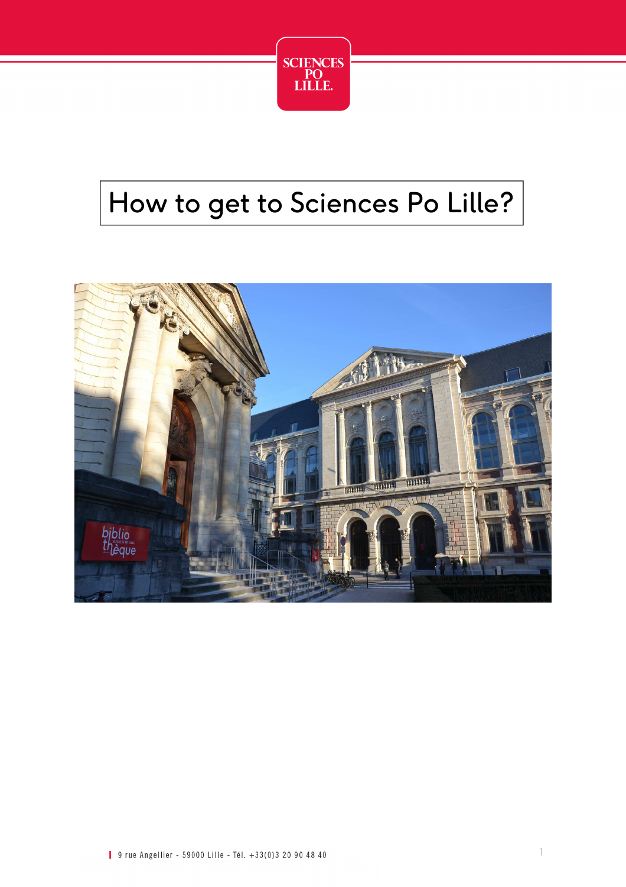# How to get to Sciences Po Lille?

9 rue Angellier - 59000 Lille - Tél. +33(0)3 20 90 48 40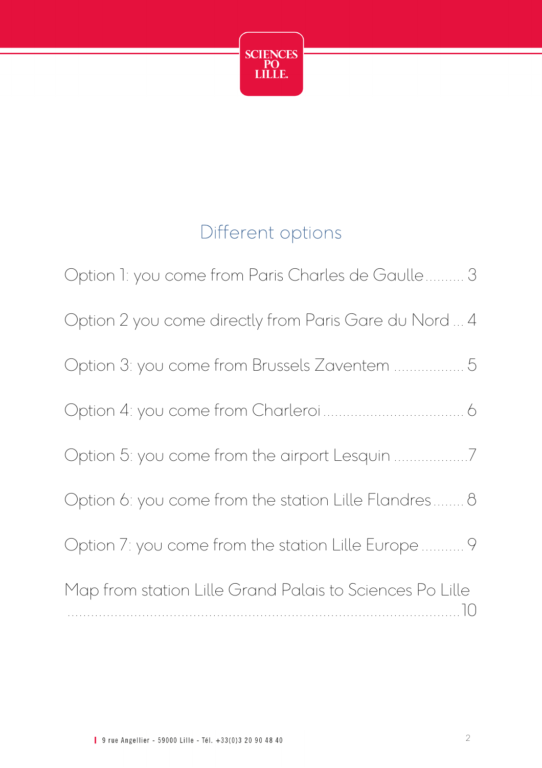# Different options

Option 1: you come from Paris Charles de Gaulle .......... 3

Option 2 you come directly from Paris Gare du Nord ... 4

Option 3: you come from Brussels Zaventem .................. 5

Option 4: you come from Charleroi ..................................... 6

Option 5: you come from the airport Lesquin .................... 7

Option 6: you come from the station Lille Flandres ........ 8

Option 7: you come from the station Lille Europe ........... 9

Map from station Lille Grand Palais to Sciences Po Lille ........................................................................................................ 10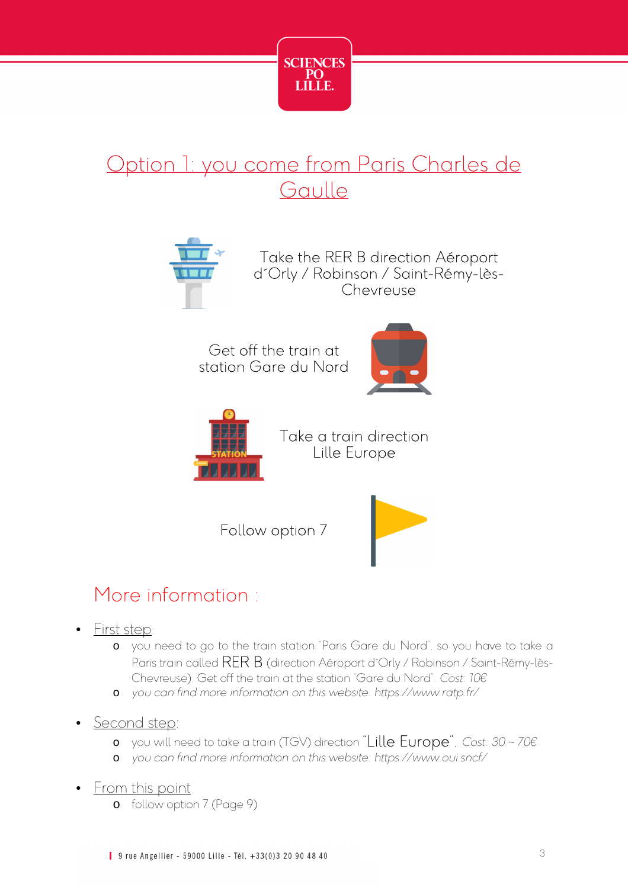# Option 1: you come from Paris Charles de Gaulle

Take the RER B direction Aéroport d´Orly / Robinson / Saint-Rémy-lès-Chevreuse

Get off the train at station Gare du Nord

Take a train direction Lille Europe

Follow option 7

## More information :

- First step:
  - you need to go to the train station "Paris Gare du Nord", so you have to take a Paris train called RER B (direction Aéroport d´Orly / Robinson / Saint-Rémy-lès-Chevreuse). Get off the train at the station "Gare du Nord". *Cost: 10€*
  - *you can find more information on this website: https://www.ratp.fr/*
- Second step:
  - you will need to take a train (TGV) direction "Lille Europe". *Cost: 30 ~ 70€*
  - *you can find more information on this website: https://www.oui.sncf/*
- From this point
  - follow option 7 (Page 9)

9 rue Angellier - 59000 Lille - Tél. +33(0)3 20 90 48 40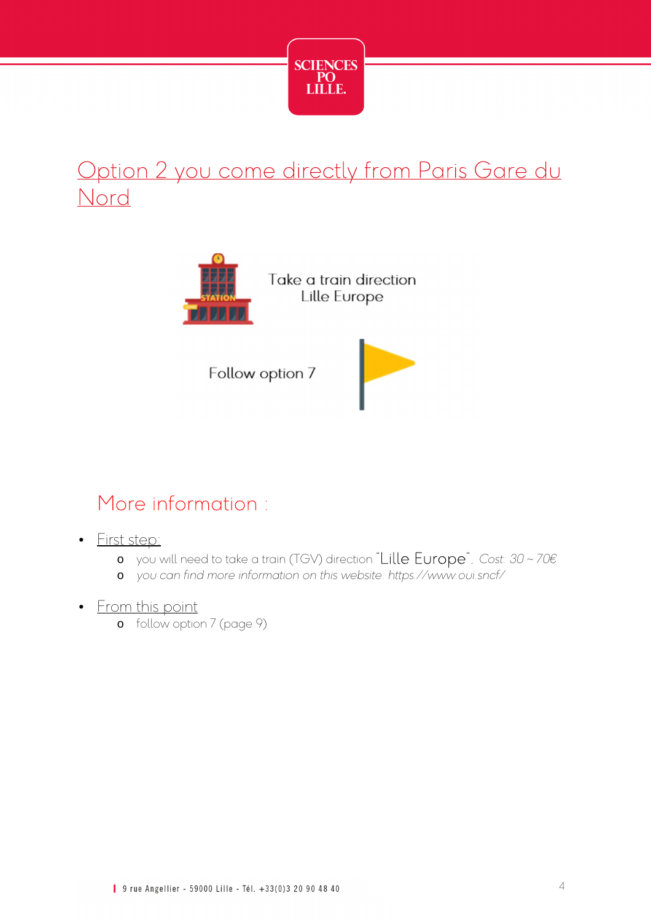# Option 2 you come directly from Paris Gare du Nord

Take a train direction Lille Europe

Follow option 7

## More information :

- First step:
  - you will need to take a train (TGV) direction "Lille Europe". *Cost: 30 ~ 70€*
  - *you can find more information on this website: https://www.oui.sncf/*
- From this point
  - follow option 7 (page 9)

9 rue Angellier - 59000 Lille - Tél. +33(0)3 20 90 48 40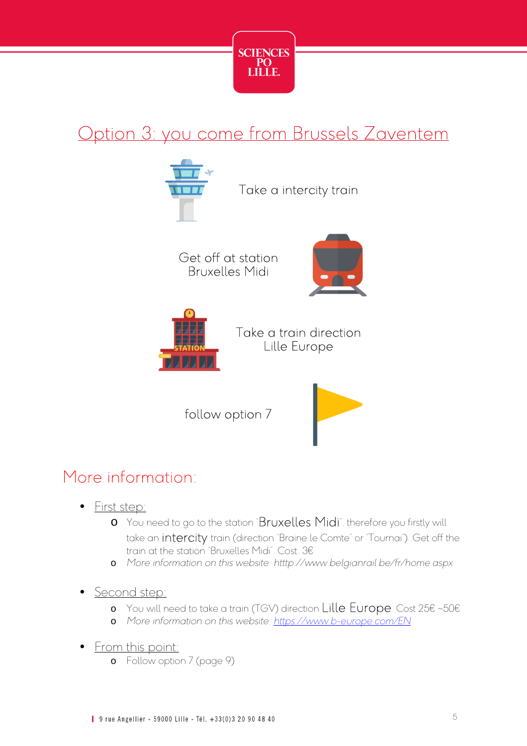# Option 3: you come from Brussels Zaventem

Take a intercity train

Get off at station Bruxelles Midi

Take a train direction Lille Europe

follow option 7

## More information:

- First step:
    - You need to go to the station "Bruxelles Midi", therefore you firstly will take an intercity train (direction "Braine le Comte" or "Tournai"). Get off the train at the station "Bruxelles Midi". Cost: 3€
    - *More information on this website: http://www.belgianrail.be/fr/home.aspx*

- Second step:
    - You will need to take a train (TGV) direction Lille Europe. Cost 25€ ~50€
    - *More information on this website: https://www.b-europe.com/EN*

- From this point:
    - Follow option 7 (page 9)

9 rue Angellier - 59000 Lille - Tél. +33(0)3 20 90 48 40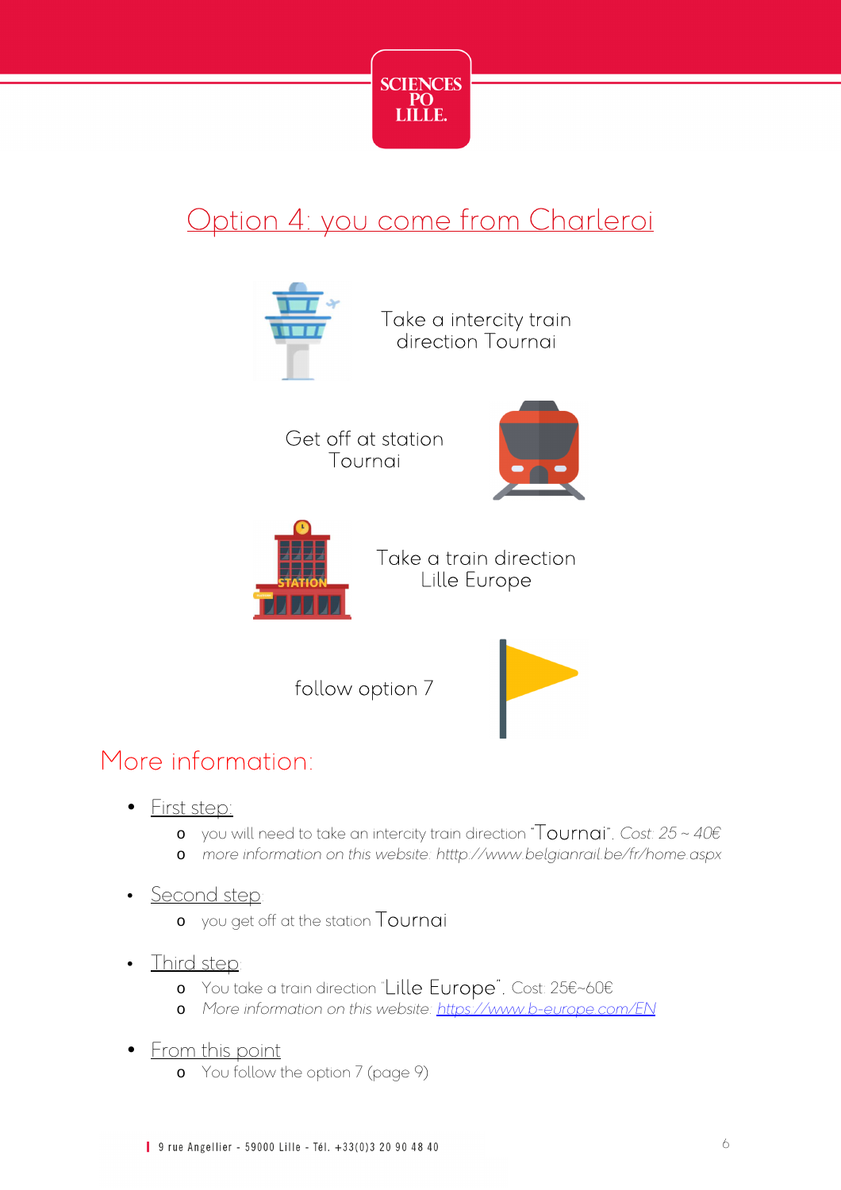# Option 4: you come from Charleroi

Take a intercity train direction Tournai

Get off at station Tournai

Take a train direction Lille Europe

follow option 7

## More information:

- First step:
  - you will need to take an intercity train direction "Tournai". *Cost: 25 ~ 40€*
  - *more information on this website: http://www.belgianrail.be/fr/home.aspx*
- Second step
  - you get off at the station Tournai
- Third step
  - You take a train direction "Lille Europe". Cost: 25€~60€
  - *More information on this website: https://www.b-europe.com/EN*
- From this point
  - You follow the option 7 (page 9)

9 rue Angellier - 59000 Lille - Tél. +33(0)3 20 90 48 40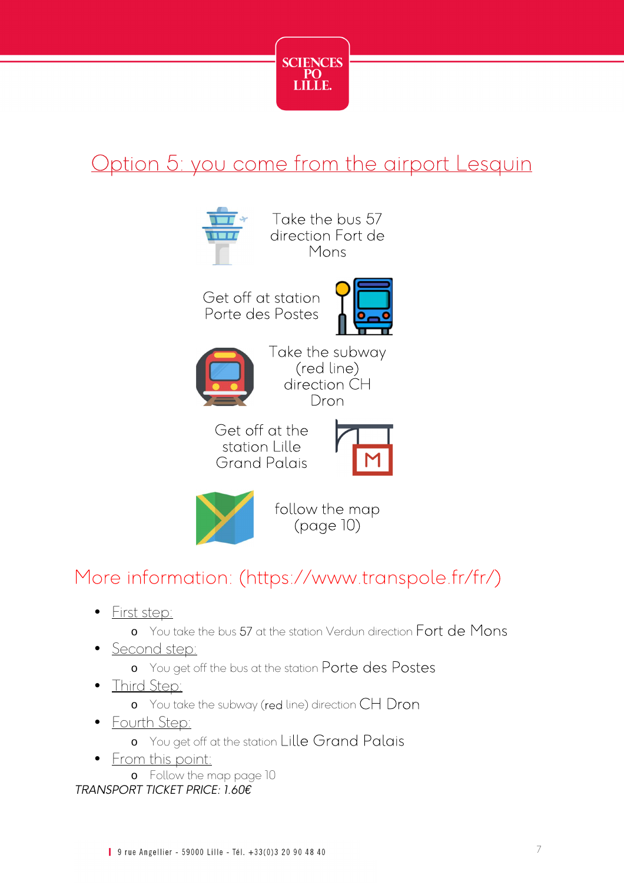## Option 5: you come from the airport Lesquin

Take the bus 57 direction Fort de Mons

Get off at station Porte des Postes

Take the subway (red line) direction CH Dron

Get off at the station Lille Grand Palais

follow the map (page 10)

## More information: (https://www.transpole.fr/fr/)

- First step:
  - You take the bus 57 at the station Verdun direction Fort de Mons
- Second step:
  - You get off the bus at the station Porte des Postes
- Third Step:
  - You take the subway (red line) direction CH Dron
- Fourth Step:
  - You get off at the station Lille Grand Palais
- From this point:
  - Follow the map page 10

*TRANSPORT TICKET PRICE: 1.60€*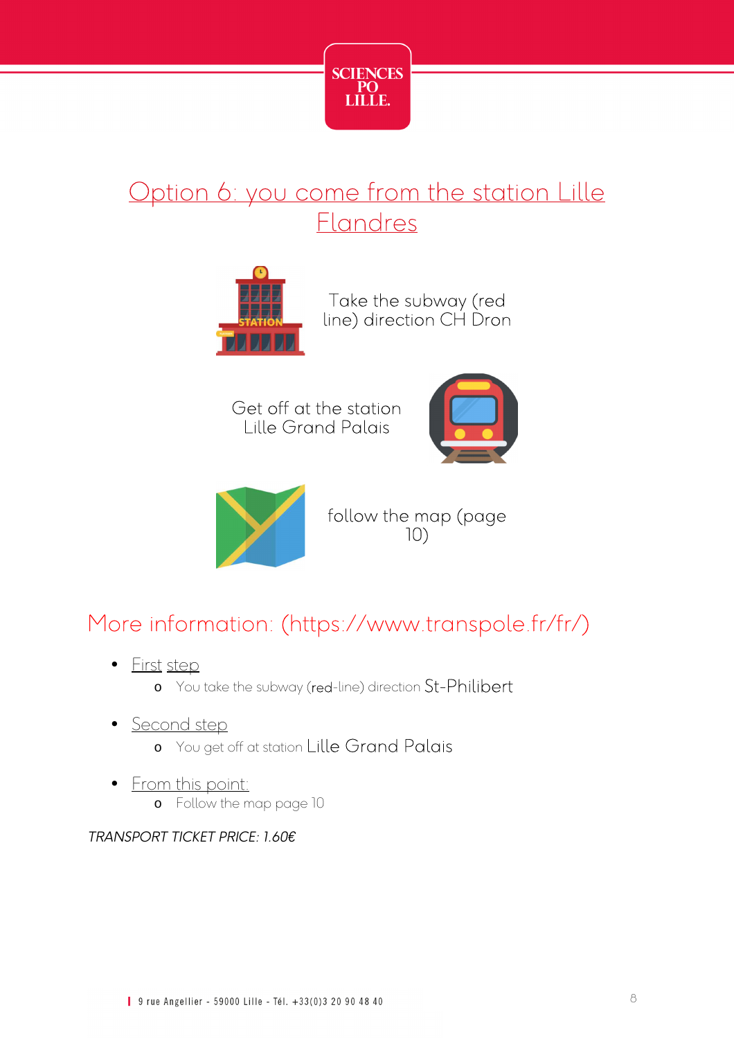## Option 6: you come from the station Lille Flandres

Take the subway (red line) direction CH Dron

Get off at the station Lille Grand Palais

follow the map (page 10)

## More information: (https://www.transpole.fr/fr/)

- First step
  - You take the subway (red-line) direction St-Philibert
- Second step
  - You get off at station Lille Grand Palais
- From this point:
  - Follow the map page 10

*TRANSPORT TICKET PRICE: 1.60€*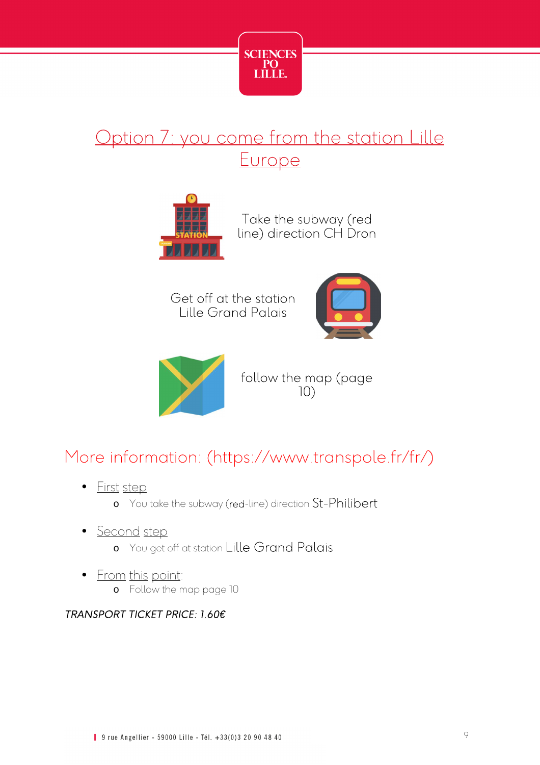## Option 7: you come from the station Lille Europe

Take the subway (red line) direction CH Dron

Get off at the station Lille Grand Palais

follow the map (page 10)

## More information: (https://www.transpole.fr/fr/)

- First step
  - You take the subway (red-line) direction St-Philibert
- Second step
  - You get off at station Lille Grand Palais
- From this point:
  - Follow the map page 10

*TRANSPORT TICKET PRICE: 1.60€*

9 rue Angellier - 59000 Lille - Tél. +33(0)3 20 90 48 40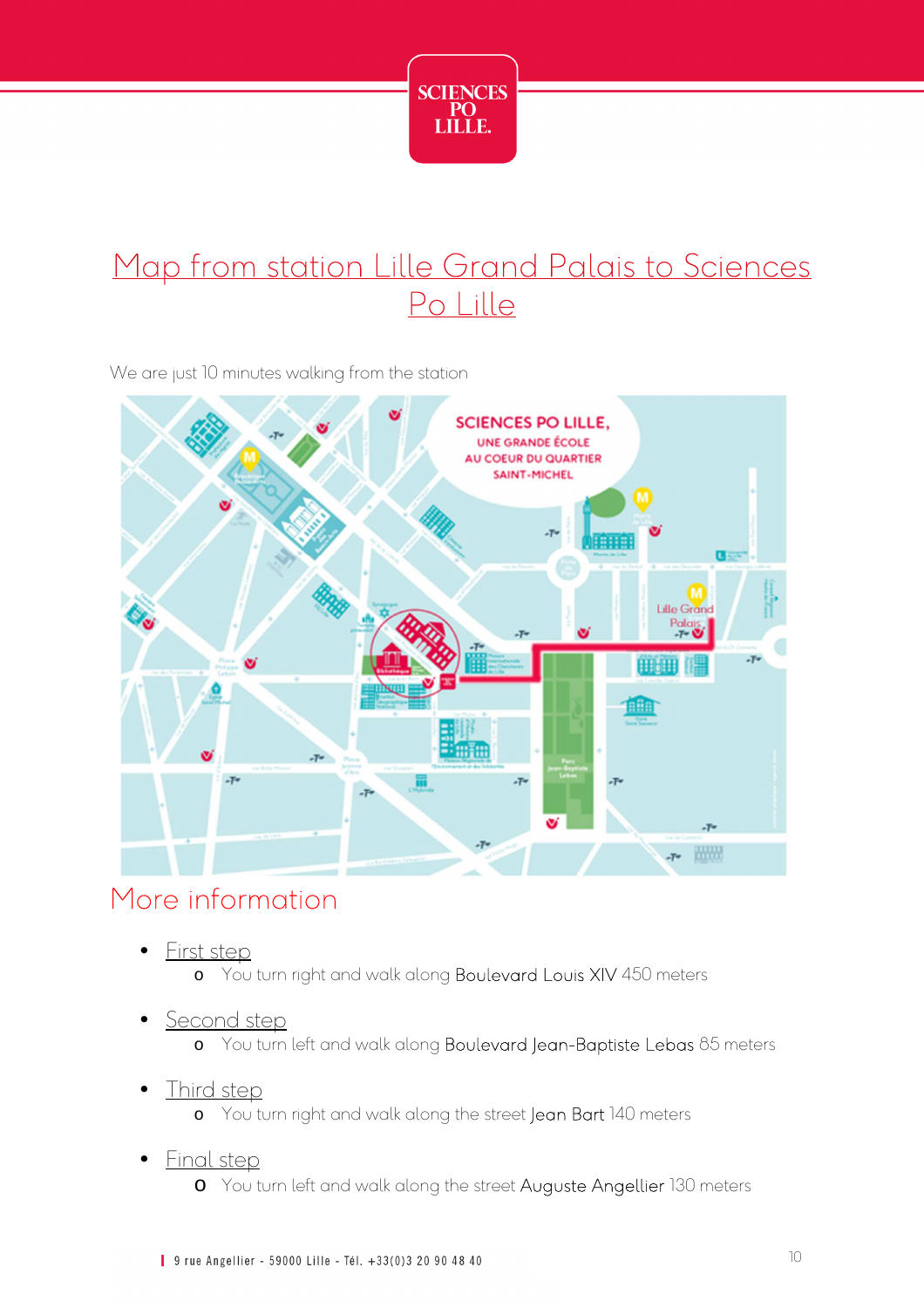# Map from station Lille Grand Palais to Sciences Po Lille

We are just 10 minutes walking from the station

SCIENCES PO LILLE,
UNE GRANDE ÉCOLE
AU COEUR DU QUARTIER
SAINT-MICHEL

Lille Grand Palais

## More information

- First step
  - You turn right and walk along Boulevard Louis XIV 450 meters
- Second step
  - You turn left and walk along Boulevard Jean-Baptiste Lebas 85 meters
- Third step
  - You turn right and walk along the street Jean Bart 140 meters
- Final step
  - You turn left and walk along the street Auguste Angellier 130 meters

9 rue Angellier - 59000 Lille - Tél. +33(0)3 20 90 48 40